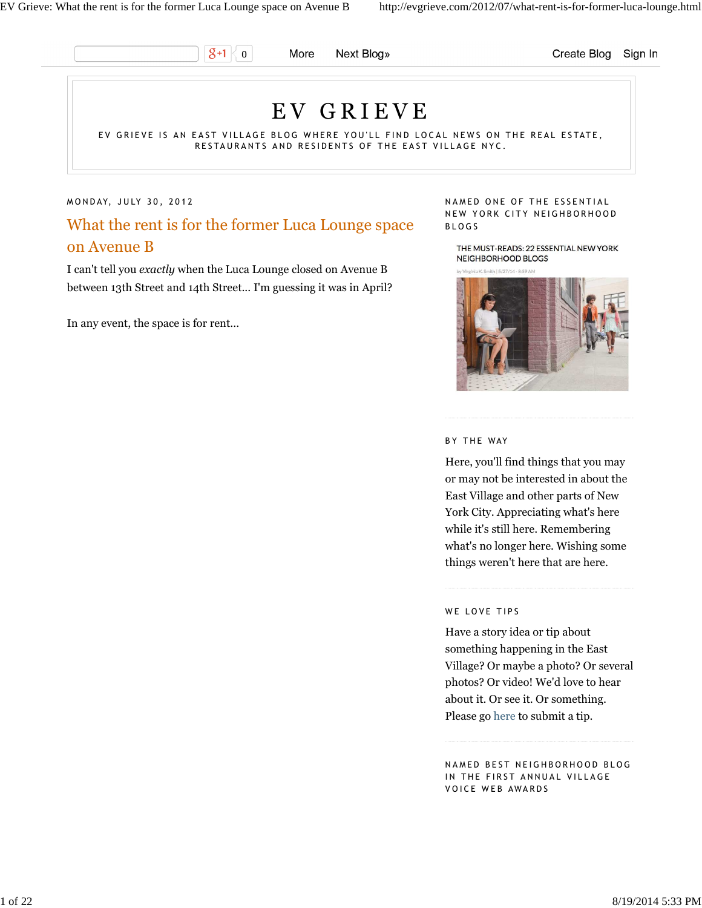More Next Blog» Create Blog Sign In

# EV GRIEVE

EV GRIEVE IS AN EAST VILLAGE BLOG WHERE YOU'LL FIND LOCAL NEWS ON THE REAL ESTATE, RESTAURANTS AND RESIDENTS OF THE EAST VILLAGE NYC.

MONDAY, JULY 30, 2012

## What the rent is for the former Luca Lounge space on Avenue B

I can't tell you *exactly* when the Luca Lounge closed on Avenue B between 13th Street and 14th Street... I'm guessing it was in April?

In any event, the space is for rent...

### NAMED ONE OF THE ESSENTIAL NEW YORK CITY NEIGHBORHOOD BLOGS

THE MUST-READS: 22 ESSENTIAL NEW YORK NEIGHBORHOOD BLOGS

by Virginia K. Smith | 5/27/14 - 8:59 AM

### BY THE WAY

Here, you'll find things that you may or may not be interested in about the East Village and other parts of New York City. Appreciating what's here while it's still here. Remembering what's no longer here. Wishing some things weren't here that are here.

### WE LOVE TIPS

Have a story idea or tip about something happening in the East Village? Or maybe a photo? Or several photos? Or video! We'd love to hear about it. Or see it. Or something. Please go here to submit a tip.

### NAMED BEST NEIGHBORHOOD BLOG IN THE FIRST ANNUAL VILLAGE VOICE WEB AWARDS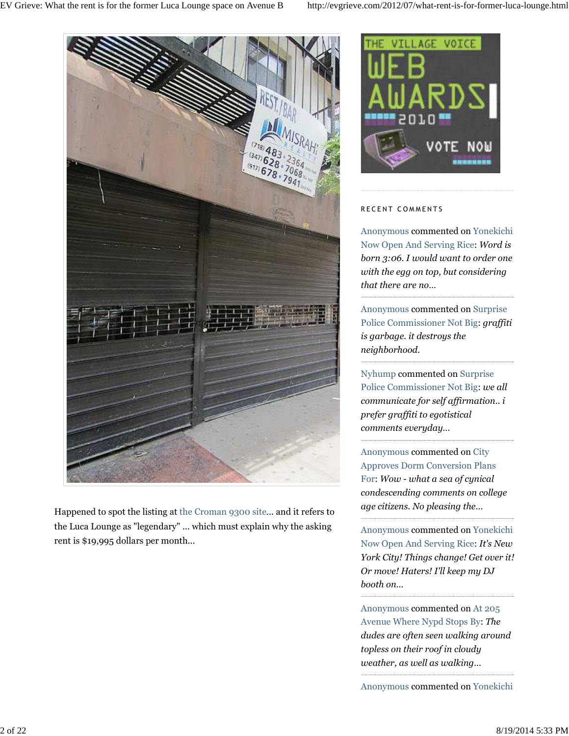Happened to spot the listing at the Croman 9300 site... and it refers to the Luca Lounge as "legendary" ... which must explain why the asking rent is $19,995 dollars per month...

RECENT COMMENTS

Anonymous commented on Yonekichi Now Open And Serving Rice: *Word is born 3:06. I would want to order one with the egg on top, but considering that there are no...*

Anonymous commented on Surprise Police Commissioner Not Big: *graffiti is garbage. it destroys the neighborhood.*

Nyhump commented on Surprise Police Commissioner Not Big: *we all communicate for self affirmation.. i prefer graffiti to egotistical comments everyday...*

Anonymous commented on City Approves Dorm Conversion Plans For: *Wow - what a sea of cynical condescending comments on college age citizens. No pleasing the...*

Anonymous commented on Yonekichi Now Open And Serving Rice: *It's New York City! Things change! Get over it! Or move! Haters! I'll keep my DJ booth on...*

Anonymous commented on At 205 Avenue Where Nypd Stops By: *The dudes are often seen walking around topless on their roof in cloudy weather, as well as walking...*

Anonymous commented on Yonekichi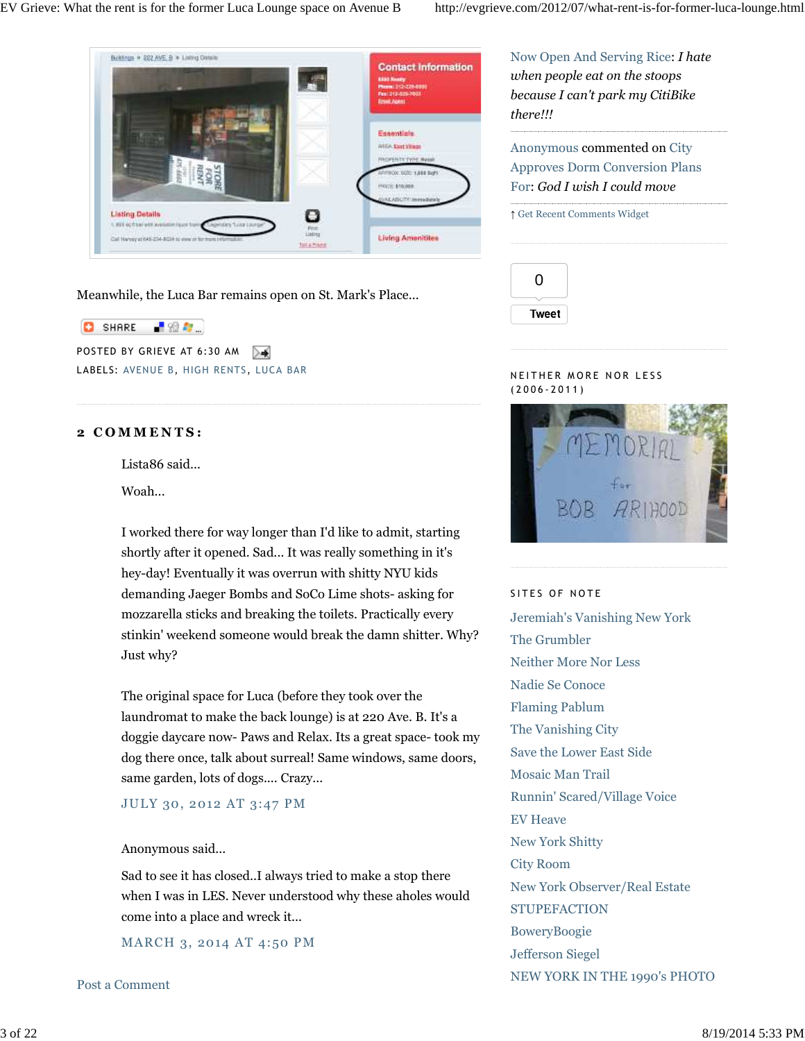Meanwhile, the Luca Bar remains open on St. Mark's Place...

SHARE

POSTED BY GRIEVE AT 6:30 AM

LABELS: AVENUE B, HIGH RENTS, LUCA BAR

## 2 COMMENTS:

Lista86 said...

Woah...

I worked there for way longer than I'd like to admit, starting shortly after it opened. Sad... It was really something in it's hey-day! Eventually it was overrun with shitty NYU kids demanding Jaeger Bombs and SoCo Lime shots- asking for mozzarella sticks and breaking the toilets. Practically every stinkin' weekend someone would break the damn shitter. Why? Just why?

The original space for Luca (before they took over the laundromat to make the back lounge) is at 220 Ave. B. It's a doggie daycare now- Paws and Relax. Its a great space- took my dog there once, talk about surreal! Same windows, same doors, same garden, lots of dogs.... Crazy...

JULY 30, 2012 AT 3:47 PM

Anonymous said...

Sad to see it has closed..I always tried to make a stop there when I was in LES. Never understood why these aholes would come into a place and wreck it...

MARCH 3, 2014 AT 4:50 PM

Post a Comment

Now Open And Serving Rice: *I hate when people eat on the stoops because I can't park my CitiBike there!!!*

Anonymous commented on City Approves Dorm Conversion Plans For: *God I wish I could move*

↑ Get Recent Comments Widget

0

Tweet

NEITHER MORE NOR LESS (2006-2011)

SITES OF NOTE

Jeremiah's Vanishing New York
The Grumbler
Neither More Nor Less
Nadie Se Conoce
Flaming Pablum
The Vanishing City
Save the Lower East Side
Mosaic Man Trail
Runnin' Scared/Village Voice
EV Heave
New York Shitty
City Room
New York Observer/Real Estate
STUPEFACTION
BoweryBoogie
Jefferson Siegel
NEW YORK IN THE 1990's PHOTO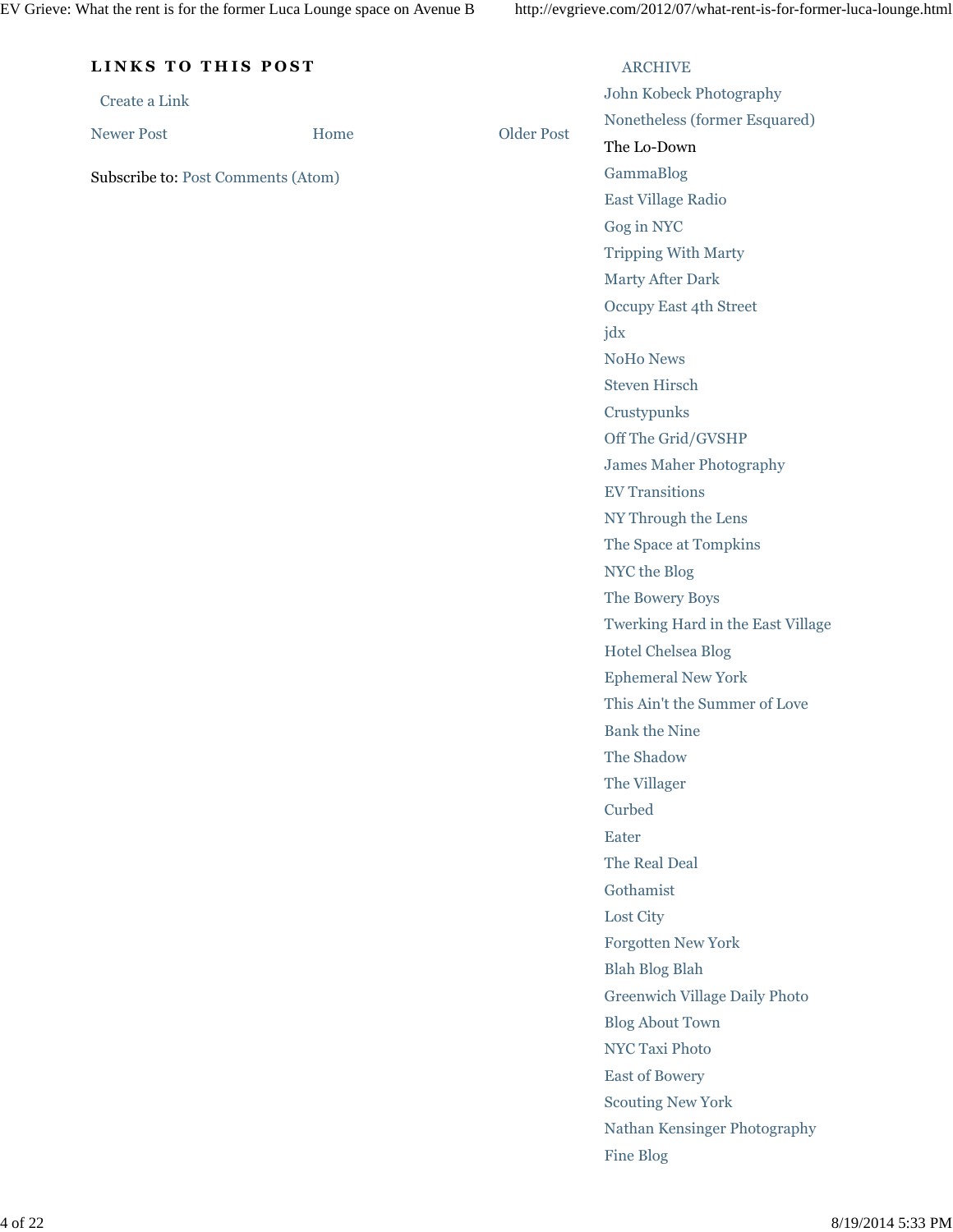### LINKS TO THIS POST

Create a Link

Newer Post Home Older Post

Subscribe to: Post Comments (Atom)

ARCHIVE

John Kobeck Photography
Nonetheless (former Esquared)
The Lo-Down
GammaBlog
East Village Radio
Gog in NYC
Tripping With Marty
Marty After Dark
Occupy East 4th Street
jdx
NoHo News
Steven Hirsch
Crustypunks
Off The Grid/GVSHP
James Maher Photography
EV Transitions
NY Through the Lens
The Space at Tompkins
NYC the Blog
The Bowery Boys
Twerking Hard in the East Village
Hotel Chelsea Blog
Ephemeral New York
This Ain't the Summer of Love
Bank the Nine
The Shadow
The Villager
Curbed
Eater
The Real Deal
Gothamist
Lost City
Forgotten New York
Blah Blog Blah
Greenwich Village Daily Photo
Blog About Town
NYC Taxi Photo
East of Bowery
Scouting New York
Nathan Kensinger Photography
Fine Blog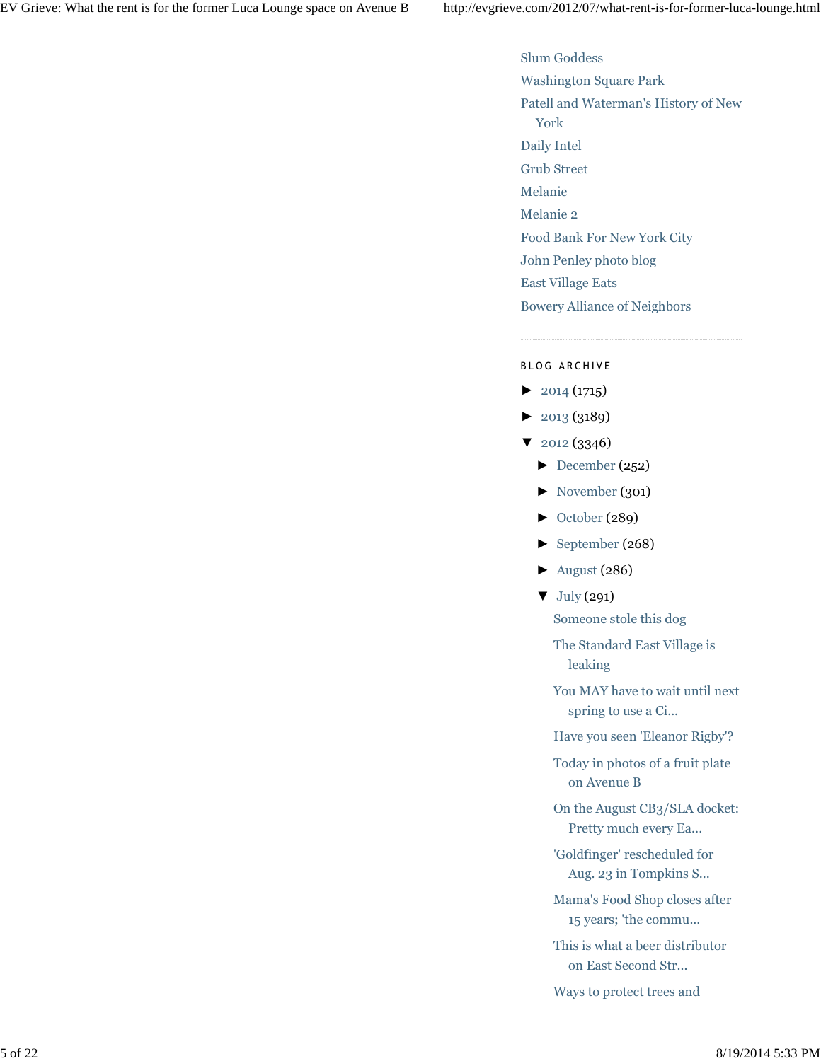- Slum Goddess
- Washington Square Park
- Patell and Waterman's History of New York
- Daily Intel
- Grub Street
- Melanie
- Melanie 2
- Food Bank For New York City
- John Penley photo blog
- East Village Eats
- Bowery Alliance of Neighbors

---

### BLOG ARCHIVE

- ► 2014 (1715)
- ► 2013 (3189)
- ▼ 2012 (3346)
  - ► December (252)
  - ► November (301)
  - ► October (289)
  - ► September (268)
  - ► August (286)
  - ▼ July (291)
    - Someone stole this dog
    - The Standard East Village is leaking
    - You MAY have to wait until next spring to use a Ci...
    - Have you seen 'Eleanor Rigby'?
    - Today in photos of a fruit plate on Avenue B
    - On the August CB3/SLA docket: Pretty much every Ea...
    - 'Goldfinger' rescheduled for Aug. 23 in Tompkins S...
    - Mama's Food Shop closes after 15 years; 'the commu...
    - This is what a beer distributor on East Second Str...
    - Ways to protect trees and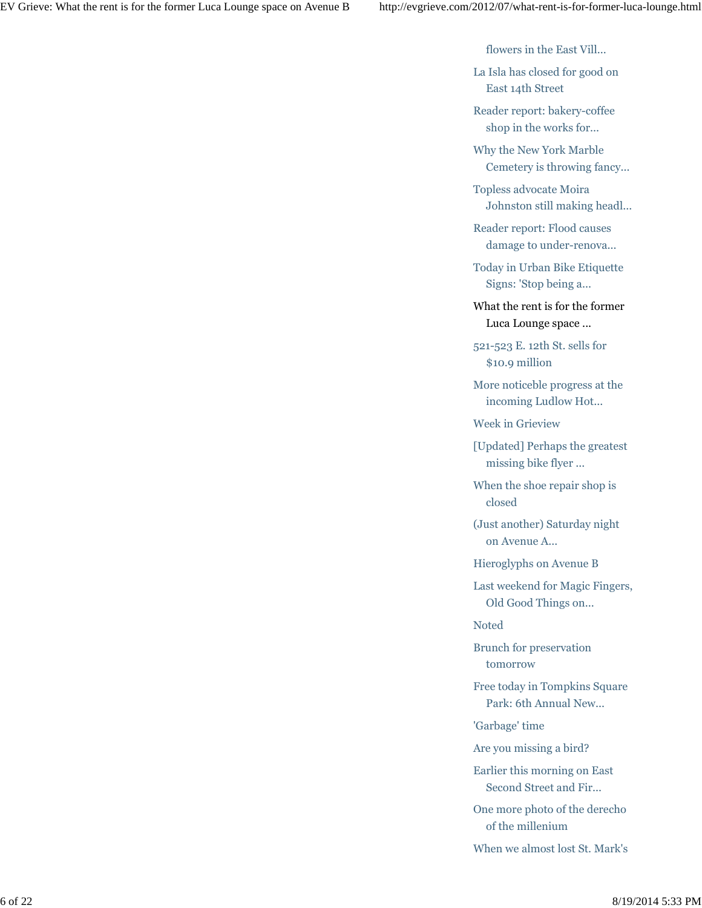- flowers in the East Vill...
- La Isla has closed for good on East 14th Street
- Reader report: bakery-coffee shop in the works for...
- Why the New York Marble Cemetery is throwing fancy...
- Topless advocate Moira Johnston still making headl...
- Reader report: Flood causes damage to under-renova...
- Today in Urban Bike Etiquette Signs: 'Stop being a...
- What the rent is for the former Luca Lounge space ...
- 521-523 E. 12th St. sells for $10.9 million
- More noticeble progress at the incoming Ludlow Hot...
- Week in Grieview
- [Updated] Perhaps the greatest missing bike flyer ...
- When the shoe repair shop is closed
- (Just another) Saturday night on Avenue A...
- Hieroglyphs on Avenue B
- Last weekend for Magic Fingers, Old Good Things on...
- Noted
- Brunch for preservation tomorrow
- Free today in Tompkins Square Park: 6th Annual New...
- 'Garbage' time
- Are you missing a bird?
- Earlier this morning on East Second Street and Fir...
- One more photo of the derecho of the millenium
- When we almost lost St. Mark's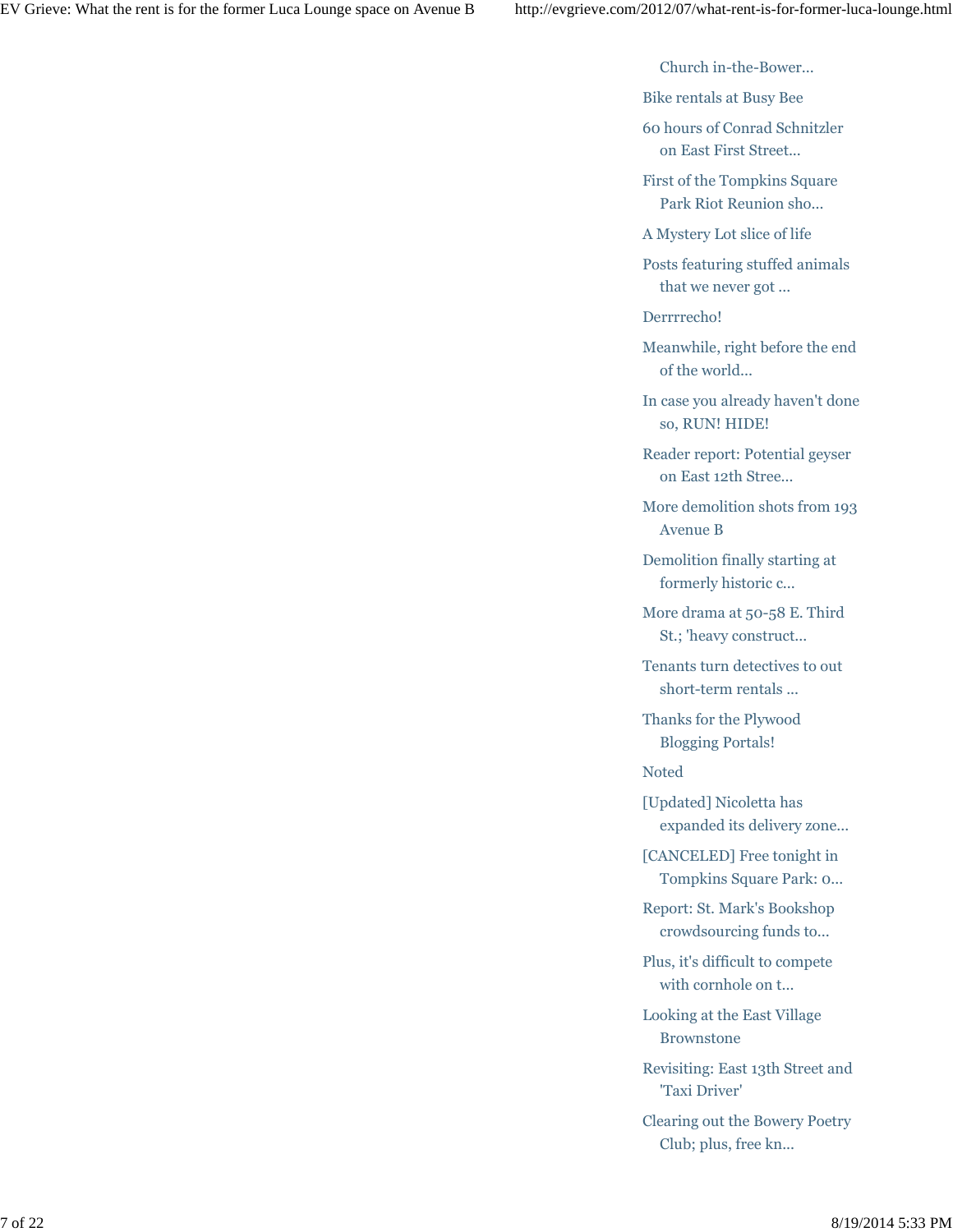Church in-the-Bower...

Bike rentals at Busy Bee

60 hours of Conrad Schnitzler on East First Street...

First of the Tompkins Square Park Riot Reunion sho...

A Mystery Lot slice of life

Posts featuring stuffed animals that we never got ...

Derrrecho!

Meanwhile, right before the end of the world...

In case you already haven't done so, RUN! HIDE!

Reader report: Potential geyser on East 12th Stree...

More demolition shots from 193 Avenue B

Demolition finally starting at formerly historic c...

More drama at 50-58 E. Third St.; 'heavy construct...

Tenants turn detectives to out short-term rentals ...

Thanks for the Plywood Blogging Portals!

Noted

[Updated] Nicoletta has expanded its delivery zone...

[CANCELED] Free tonight in Tompkins Square Park: o...

Report: St. Mark's Bookshop crowdsourcing funds to...

Plus, it's difficult to compete with cornhole on t...

Looking at the East Village Brownstone

Revisiting: East 13th Street and 'Taxi Driver'

Clearing out the Bowery Poetry Club; plus, free kn...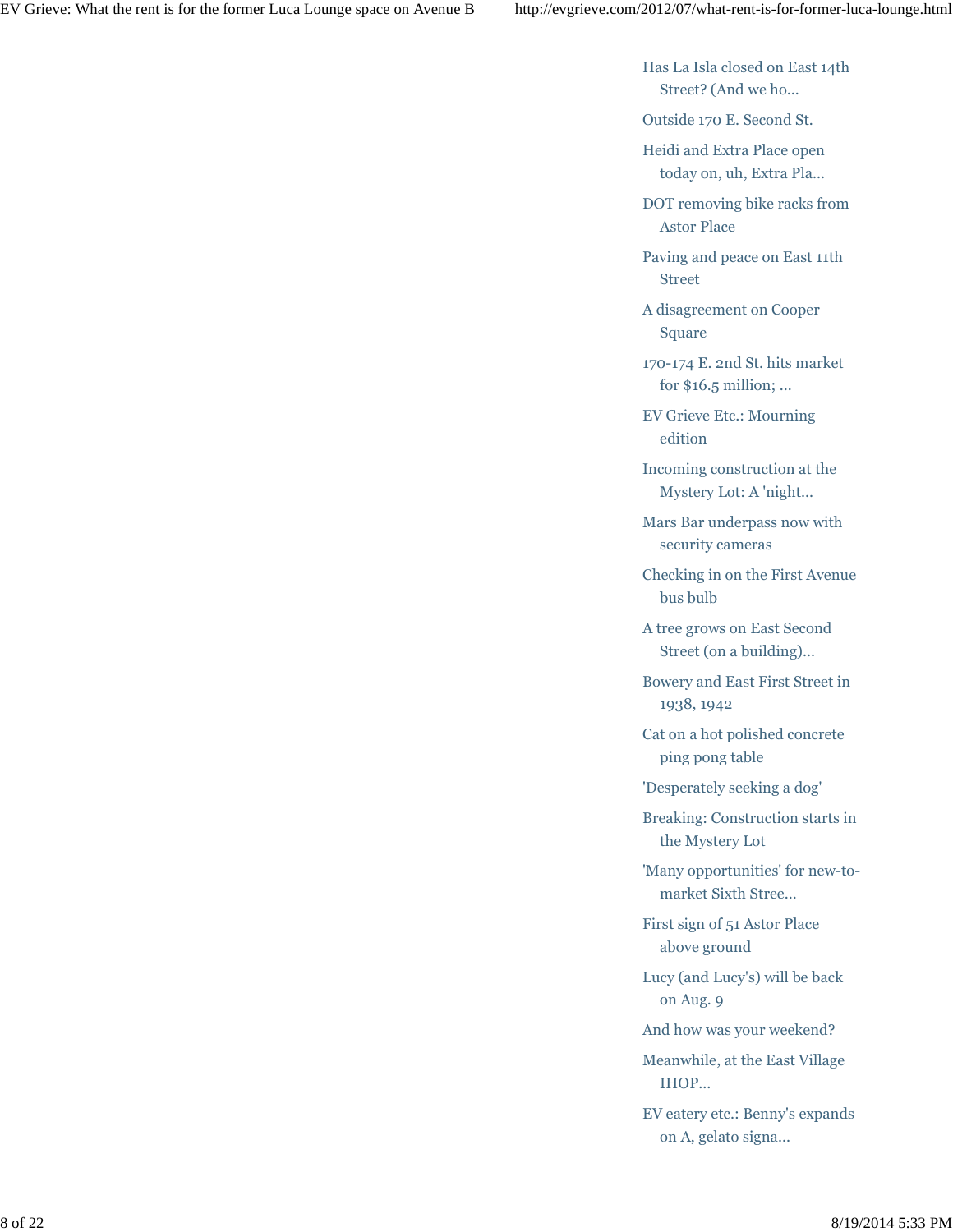- Has La Isla closed on East 14th Street? (And we ho...
- Outside 170 E. Second St.
- Heidi and Extra Place open today on, uh, Extra Pla...
- DOT removing bike racks from Astor Place
- Paving and peace on East 11th Street
- A disagreement on Cooper Square
- 170-174 E. 2nd St. hits market for $16.5 million; ...
- EV Grieve Etc.: Mourning edition
- Incoming construction at the Mystery Lot: A 'night...
- Mars Bar underpass now with security cameras
- Checking in on the First Avenue bus bulb
- A tree grows on East Second Street (on a building)...
- Bowery and East First Street in 1938, 1942
- Cat on a hot polished concrete ping pong table
- 'Desperately seeking a dog'
- Breaking: Construction starts in the Mystery Lot
- 'Many opportunities' for new-to-market Sixth Stree...
- First sign of 51 Astor Place above ground
- Lucy (and Lucy's) will be back on Aug. 9
- And how was your weekend?
- Meanwhile, at the East Village IHOP...
- EV eatery etc.: Benny's expands on A, gelato signa...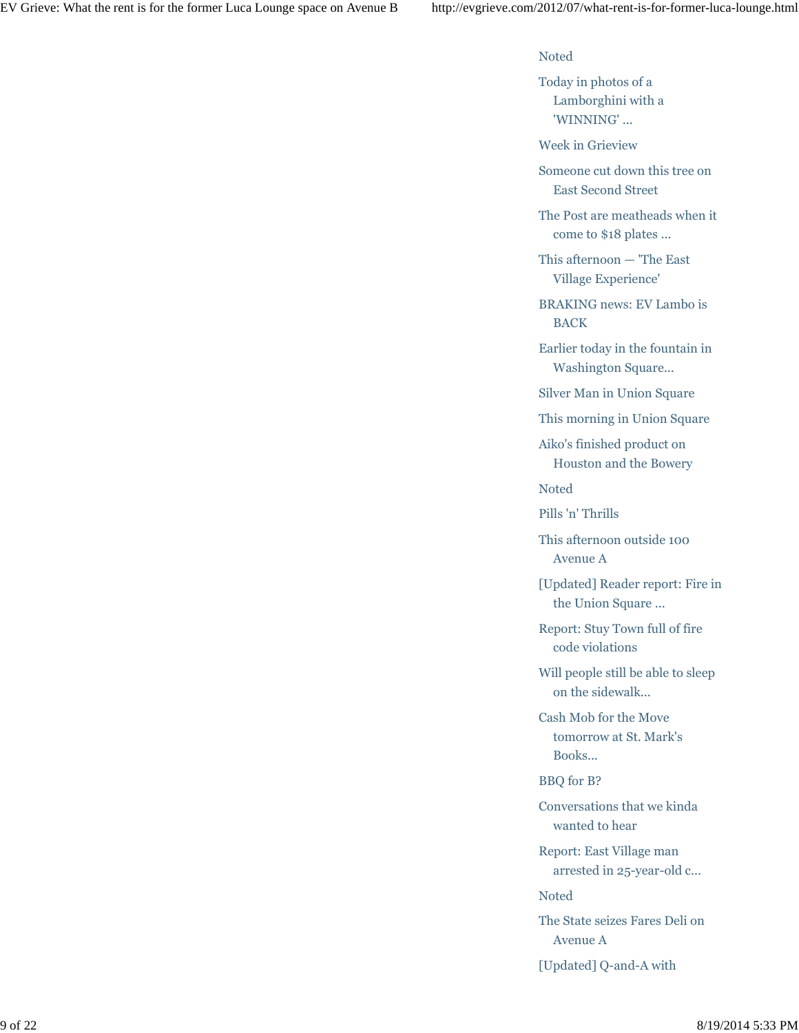- Noted
- Today in photos of a Lamborghini with a 'WINNING' ...
- Week in Grieview
- Someone cut down this tree on East Second Street
- The Post are meatheads when it come to $18 plates ...
- This afternoon — 'The East Village Experience'
- BRAKING news: EV Lambo is BACK
- Earlier today in the fountain in Washington Square...
- Silver Man in Union Square
- This morning in Union Square
- Aiko's finished product on Houston and the Bowery
- Noted
- Pills 'n' Thrills
- This afternoon outside 100 Avenue A
- [Updated] Reader report: Fire in the Union Square ...
- Report: Stuy Town full of fire code violations
- Will people still be able to sleep on the sidewalk...
- Cash Mob for the Move tomorrow at St. Mark's Books...
- BBQ for B?
- Conversations that we kinda wanted to hear
- Report: East Village man arrested in 25-year-old c...
- Noted
- The State seizes Fares Deli on Avenue A
- [Updated] Q-and-A with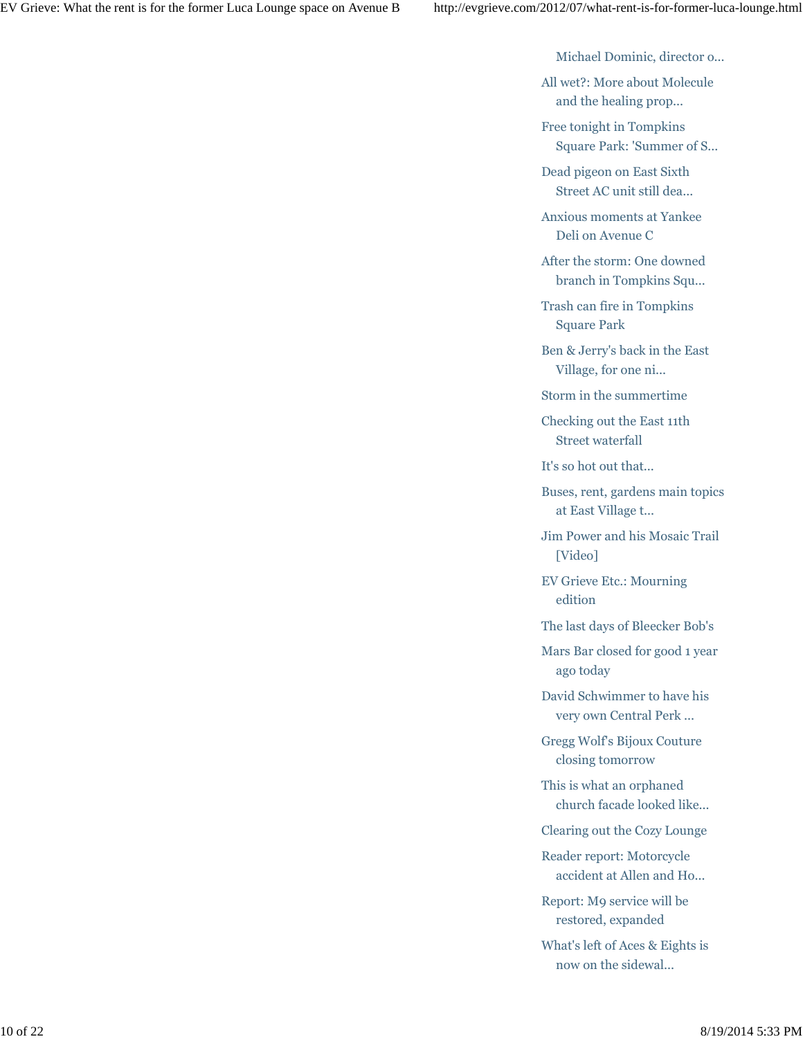Michael Dominic, director o...

- All wet?: More about Molecule and the healing prop...
- Free tonight in Tompkins Square Park: 'Summer of S...
- Dead pigeon on East Sixth Street AC unit still dea...
- Anxious moments at Yankee Deli on Avenue C
- After the storm: One downed branch in Tompkins Squ...
- Trash can fire in Tompkins Square Park
- Ben & Jerry's back in the East Village, for one ni...
- Storm in the summertime
- Checking out the East 11th Street waterfall
- It's so hot out that...
- Buses, rent, gardens main topics at East Village t...
- Jim Power and his Mosaic Trail [Video]
- EV Grieve Etc.: Mourning edition
- The last days of Bleecker Bob's
- Mars Bar closed for good 1 year ago today
- David Schwimmer to have his very own Central Perk ...
- Gregg Wolf's Bijoux Couture closing tomorrow
- This is what an orphaned church facade looked like...
- Clearing out the Cozy Lounge
- Reader report: Motorcycle accident at Allen and Ho...
- Report: M9 service will be restored, expanded
- What's left of Aces & Eights is now on the sidewal...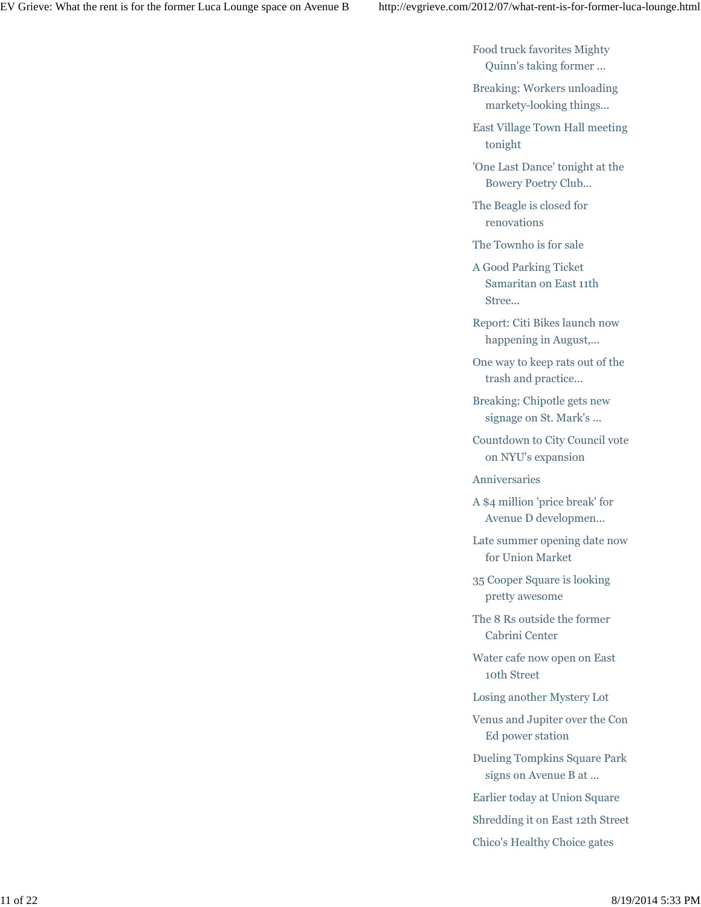- Food truck favorites Mighty Quinn's taking former ...
- Breaking: Workers unloading markety-looking things...
- East Village Town Hall meeting tonight
- 'One Last Dance' tonight at the Bowery Poetry Club...
- The Beagle is closed for renovations
- The Townho is for sale
- A Good Parking Ticket Samaritan on East 11th Stree...
- Report: Citi Bikes launch now happening in August,...
- One way to keep rats out of the trash and practice...
- Breaking: Chipotle gets new signage on St. Mark's ...
- Countdown to City Council vote on NYU's expansion
- Anniversaries
- A $4 million 'price break' for Avenue D developmen...
- Late summer opening date now for Union Market
- 35 Cooper Square is looking pretty awesome
- The 8 Rs outside the former Cabrini Center
- Water cafe now open on East 10th Street
- Losing another Mystery Lot
- Venus and Jupiter over the Con Ed power station
- Dueling Tompkins Square Park signs on Avenue B at ...
- Earlier today at Union Square
- Shredding it on East 12th Street
- Chico's Healthy Choice gates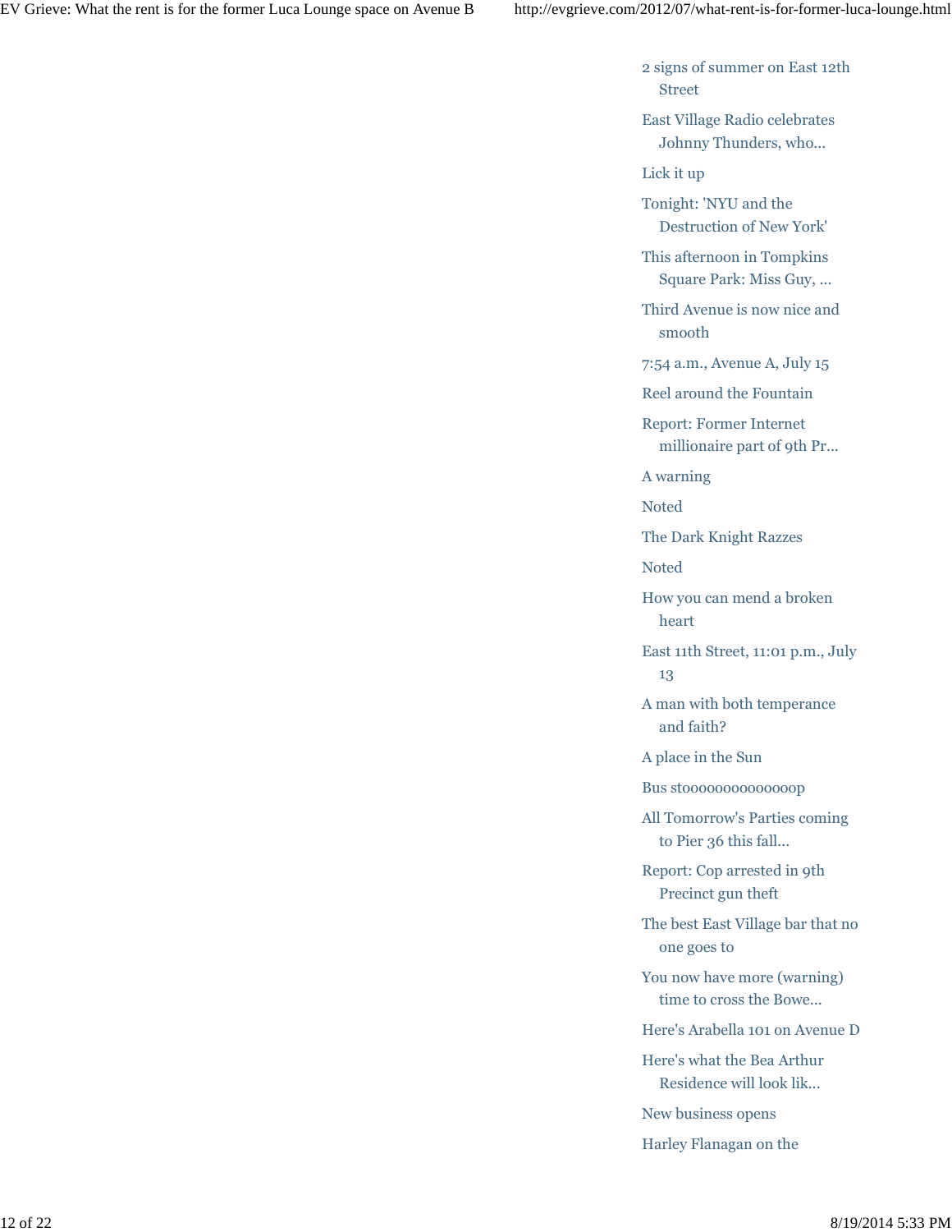- 2 signs of summer on East 12th Street
- East Village Radio celebrates Johnny Thunders, who...
- Lick it up
- Tonight: 'NYU and the Destruction of New York'
- This afternoon in Tompkins Square Park: Miss Guy, ...
- Third Avenue is now nice and smooth
- 7:54 a.m., Avenue A, July 15
- Reel around the Fountain
- Report: Former Internet millionaire part of 9th Pr...
- A warning
- Noted
- The Dark Knight Razzes
- Noted
- How you can mend a broken heart
- East 11th Street, 11:01 p.m., July 13
- A man with both temperance and faith?
- A place in the Sun
- Bus stooooooooooooooop
- All Tomorrow's Parties coming to Pier 36 this fall...
- Report: Cop arrested in 9th Precinct gun theft
- The best East Village bar that no one goes to
- You now have more (warning) time to cross the Bowe...
- Here's Arabella 101 on Avenue D
- Here's what the Bea Arthur Residence will look lik...
- New business opens
- Harley Flanagan on the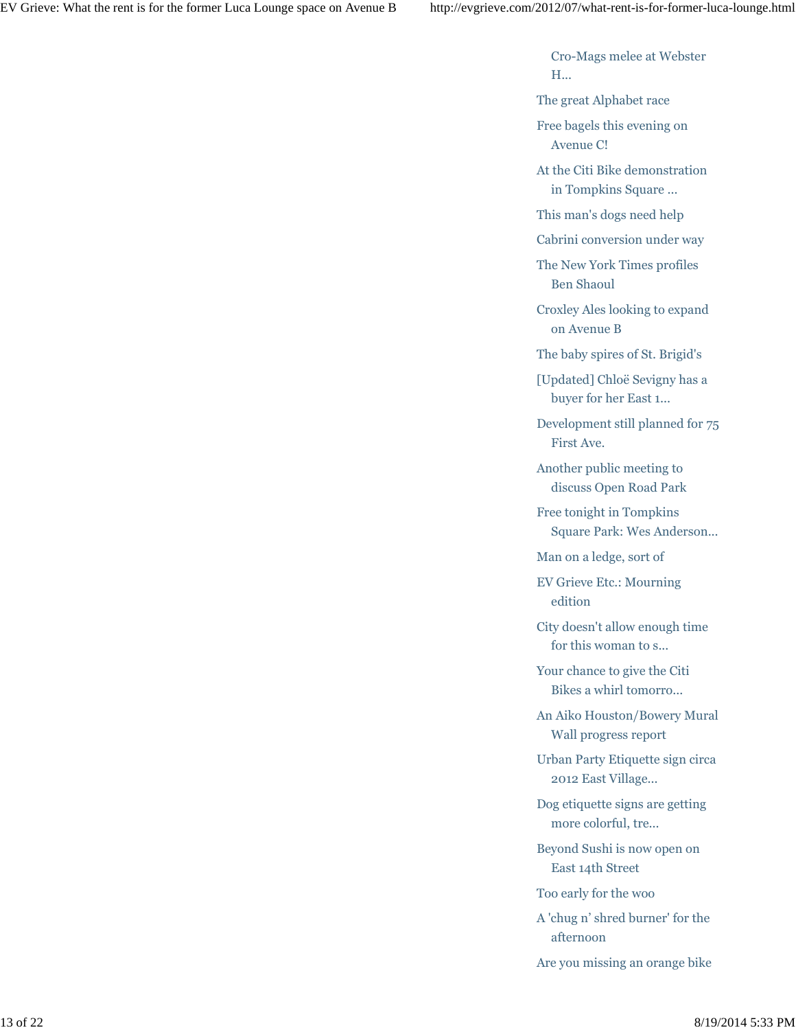- Cro-Mags melee at Webster H...
- The great Alphabet race
- Free bagels this evening on Avenue C!
- At the Citi Bike demonstration in Tompkins Square ...
- This man's dogs need help
- Cabrini conversion under way
- The New York Times profiles Ben Shaoul
- Croxley Ales looking to expand on Avenue B
- The baby spires of St. Brigid's
- [Updated] Chloë Sevigny has a buyer for her East 1...
- Development still planned for 75 First Ave.
- Another public meeting to discuss Open Road Park
- Free tonight in Tompkins Square Park: Wes Anderson...
- Man on a ledge, sort of
- EV Grieve Etc.: Mourning edition
- City doesn't allow enough time for this woman to s...
- Your chance to give the Citi Bikes a whirl tomorro...
- An Aiko Houston/Bowery Mural Wall progress report
- Urban Party Etiquette sign circa 2012 East Village...
- Dog etiquette signs are getting more colorful, tre...
- Beyond Sushi is now open on East 14th Street
- Too early for the woo
- A 'chug n' shred burner' for the afternoon
- Are you missing an orange bike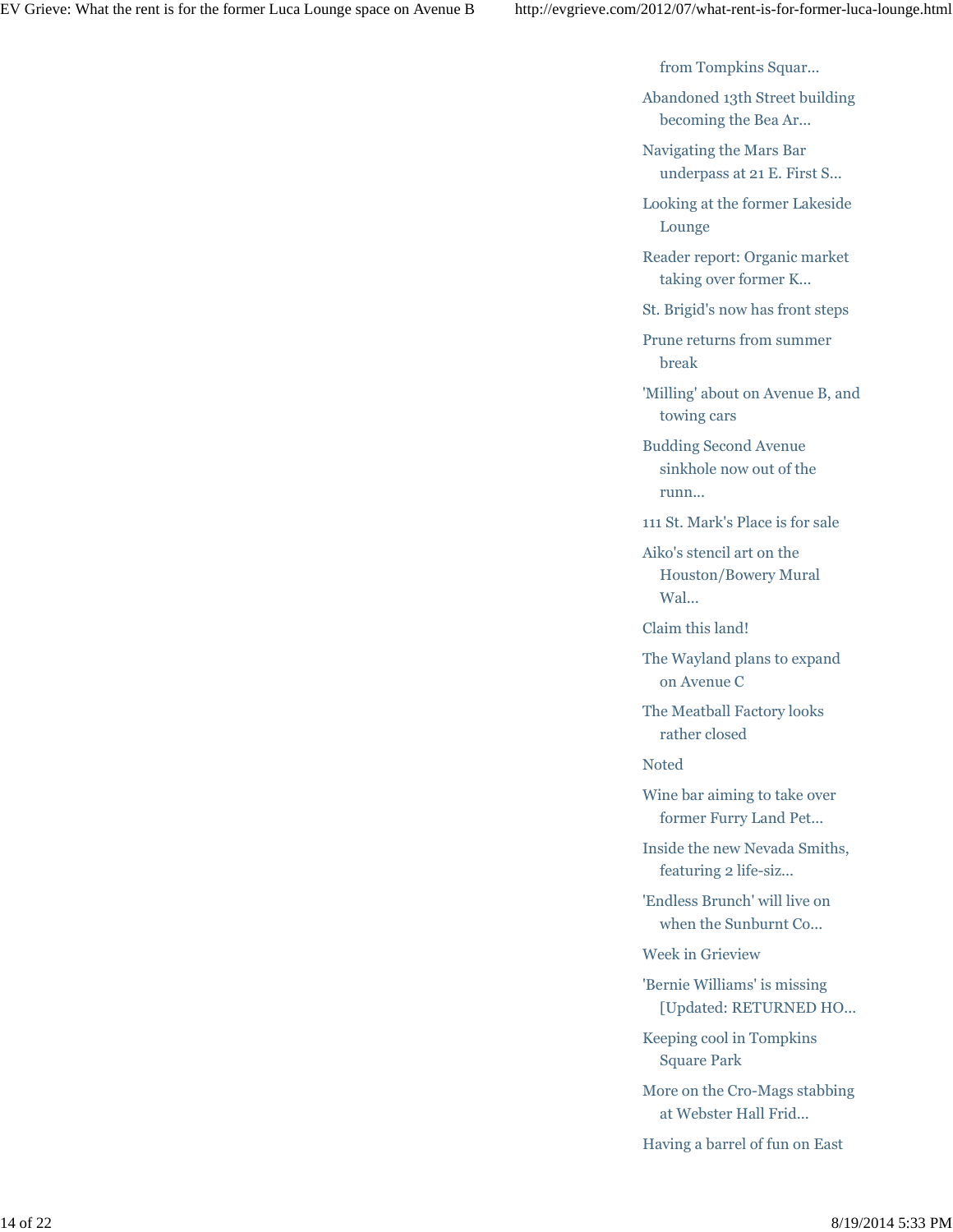from Tompkins Squar...

- Abandoned 13th Street building becoming the Bea Ar...
- Navigating the Mars Bar underpass at 21 E. First S...
- Looking at the former Lakeside Lounge
- Reader report: Organic market taking over former K...
- St. Brigid's now has front steps
- Prune returns from summer break
- 'Milling' about on Avenue B, and towing cars
- Budding Second Avenue sinkhole now out of the runn...
- 111 St. Mark's Place is for sale
- Aiko's stencil art on the Houston/Bowery Mural Wal...
- Claim this land!
- The Wayland plans to expand on Avenue C
- The Meatball Factory looks rather closed
- Noted
- Wine bar aiming to take over former Furry Land Pet...
- Inside the new Nevada Smiths, featuring 2 life-siz...
- 'Endless Brunch' will live on when the Sunburnt Co...
- Week in Grieview
- 'Bernie Williams' is missing [Updated: RETURNED HO...
- Keeping cool in Tompkins Square Park
- More on the Cro-Mags stabbing at Webster Hall Frid...
- Having a barrel of fun on East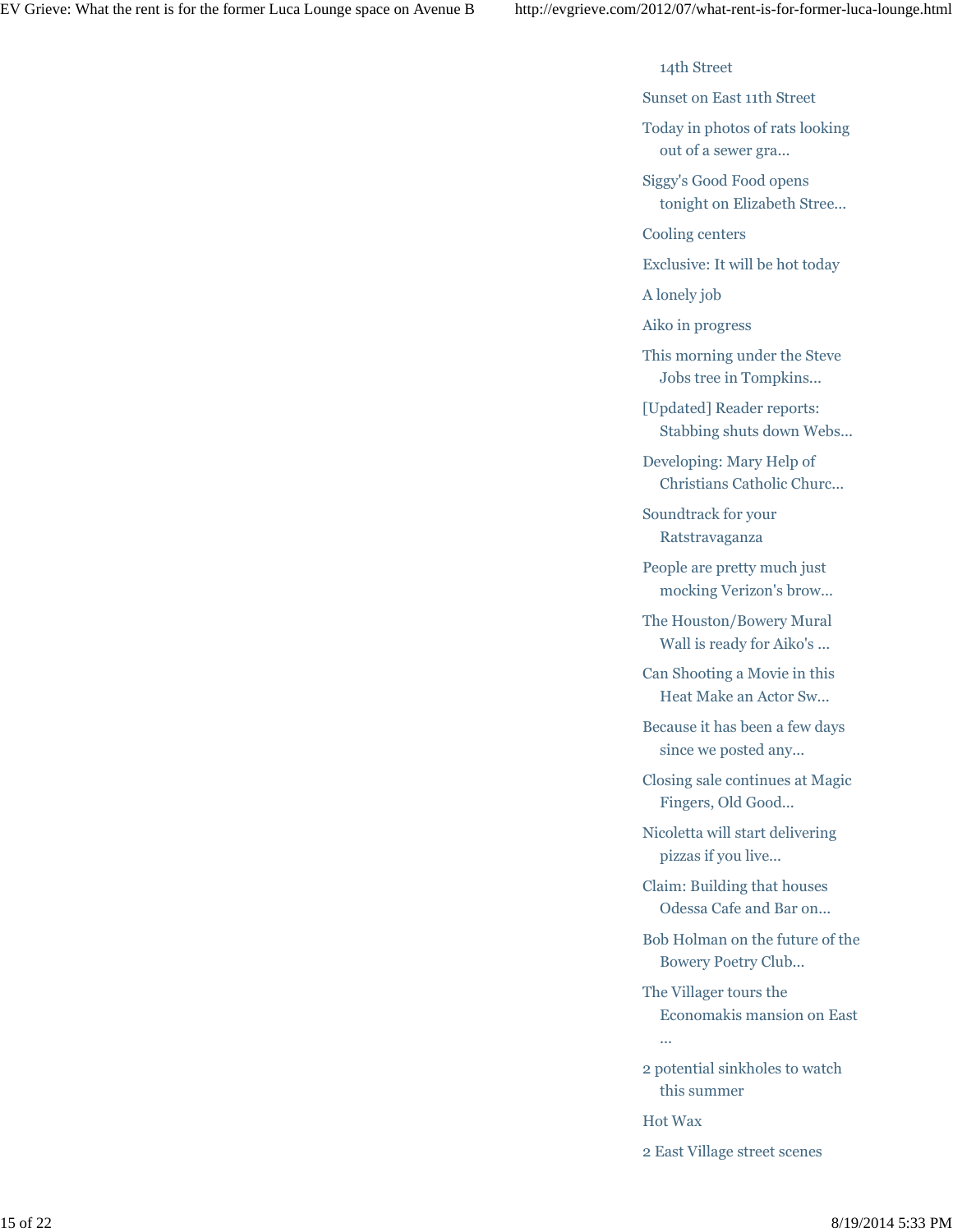14th Street

Sunset on East 11th Street

Today in photos of rats looking out of a sewer gra...

Siggy's Good Food opens tonight on Elizabeth Stree...

Cooling centers

Exclusive: It will be hot today

A lonely job

Aiko in progress

This morning under the Steve Jobs tree in Tompkins...

[Updated] Reader reports: Stabbing shuts down Webs...

Developing: Mary Help of Christians Catholic Churc...

Soundtrack for your Ratstravaganza

People are pretty much just mocking Verizon's brow...

The Houston/Bowery Mural Wall is ready for Aiko's ...

Can Shooting a Movie in this Heat Make an Actor Sw...

Because it has been a few days since we posted any...

Closing sale continues at Magic Fingers, Old Good...

Nicoletta will start delivering pizzas if you live...

Claim: Building that houses Odessa Cafe and Bar on...

Bob Holman on the future of the Bowery Poetry Club...

The Villager tours the Economakis mansion on East ...

2 potential sinkholes to watch this summer

Hot Wax

2 East Village street scenes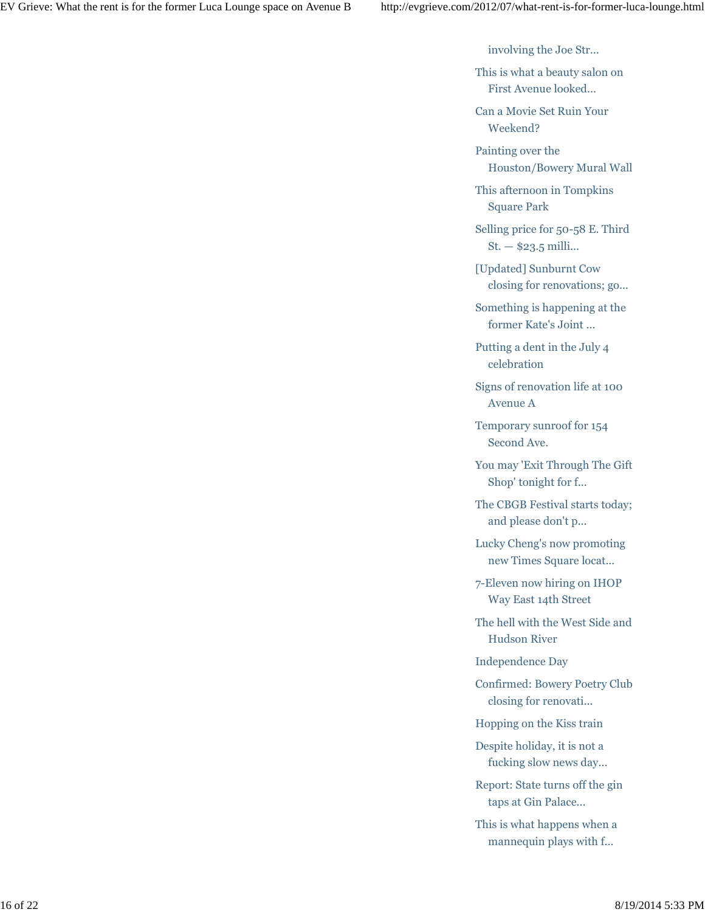involving the Joe Str...

- This is what a beauty salon on First Avenue looked...
- Can a Movie Set Ruin Your Weekend?
- Painting over the Houston/Bowery Mural Wall
- This afternoon in Tompkins Square Park
- Selling price for 50-58 E. Third St. — $23.5 milli...
- [Updated] Sunburnt Cow closing for renovations; go...
- Something is happening at the former Kate's Joint ...
- Putting a dent in the July 4 celebration
- Signs of renovation life at 100 Avenue A
- Temporary sunroof for 154 Second Ave.
- You may 'Exit Through The Gift Shop' tonight for f...
- The CBGB Festival starts today; and please don't p...
- Lucky Cheng's now promoting new Times Square locat...
- 7-Eleven now hiring on IHOP Way East 14th Street
- The hell with the West Side and Hudson River
- Independence Day
- Confirmed: Bowery Poetry Club closing for renovati...
- Hopping on the Kiss train
- Despite holiday, it is not a fucking slow news day...
- Report: State turns off the gin taps at Gin Palace...
- This is what happens when a mannequin plays with f...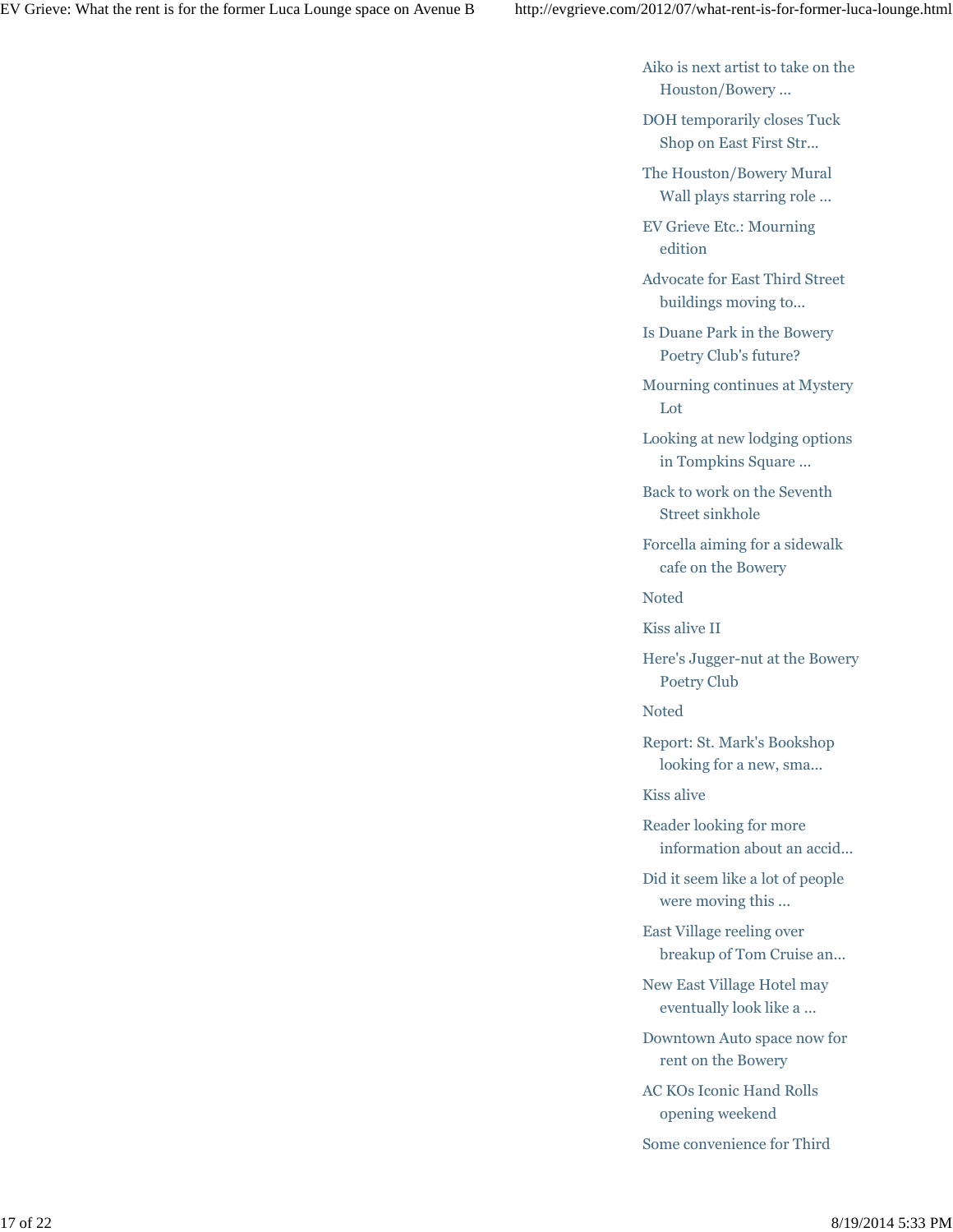- Aiko is next artist to take on the Houston/Bowery ...
- DOH temporarily closes Tuck Shop on East First Str...
- The Houston/Bowery Mural Wall plays starring role ...
- EV Grieve Etc.: Mourning edition
- Advocate for East Third Street buildings moving to...
- Is Duane Park in the Bowery Poetry Club's future?
- Mourning continues at Mystery Lot
- Looking at new lodging options in Tompkins Square ...
- Back to work on the Seventh Street sinkhole
- Forcella aiming for a sidewalk cafe on the Bowery
- Noted
- Kiss alive II
- Here's Jugger-nut at the Bowery Poetry Club
- Noted
- Report: St. Mark's Bookshop looking for a new, sma...
- Kiss alive
- Reader looking for more information about an accid...
- Did it seem like a lot of people were moving this ...
- East Village reeling over breakup of Tom Cruise an...
- New East Village Hotel may eventually look like a ...
- Downtown Auto space now for rent on the Bowery
- AC KOs Iconic Hand Rolls opening weekend
- Some convenience for Third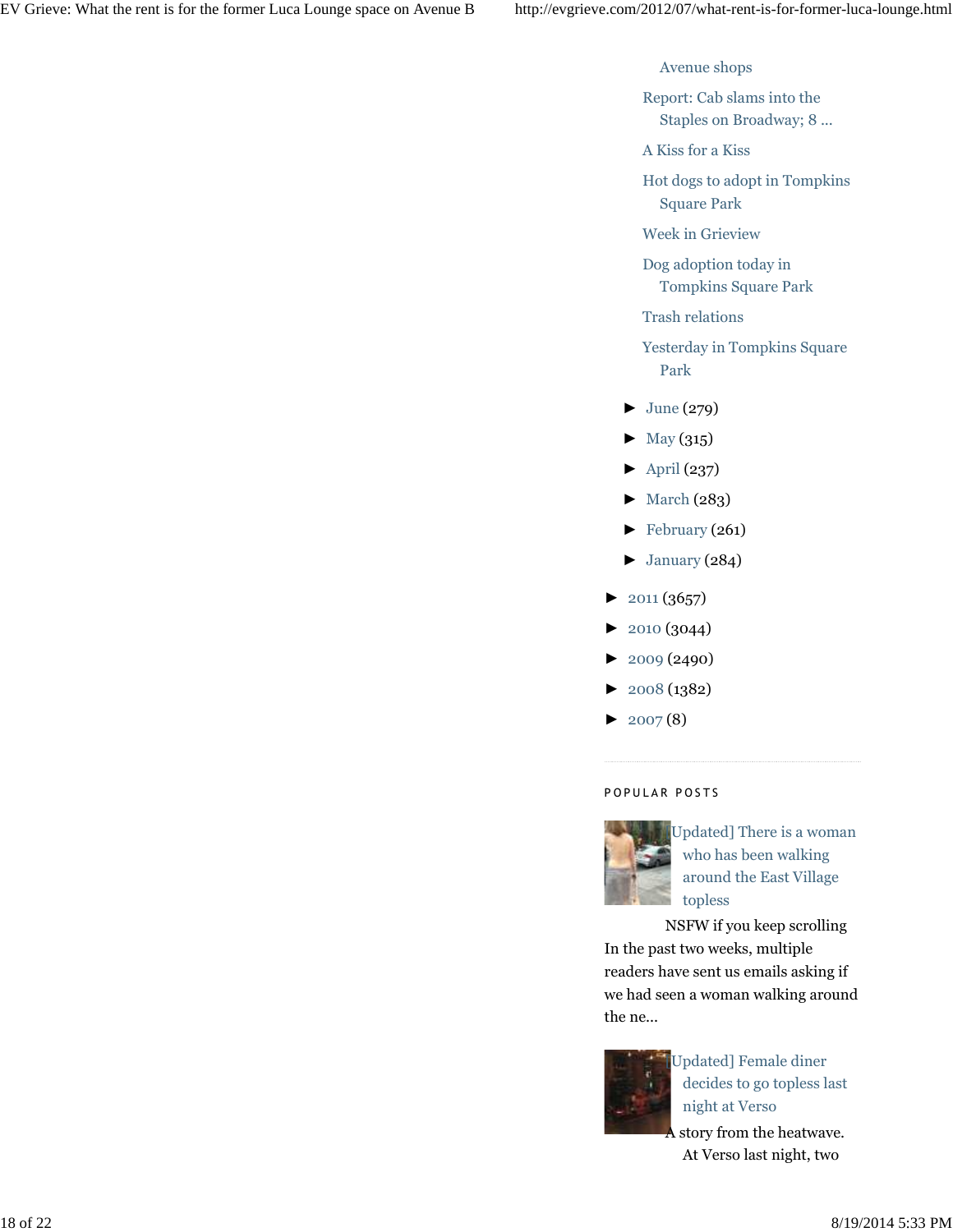- Avenue shops
- Report: Cab slams into the Staples on Broadway; 8 ...
- A Kiss for a Kiss
- Hot dogs to adopt in Tompkins Square Park
- Week in Grieview
- Dog adoption today in Tompkins Square Park
- Trash relations
- Yesterday in Tompkins Square Park

- ► June (279)
- ► May (315)
- ► April (237)
- ► March (283)
- ► February (261)
- ► January (284)

- ► 2011 (3657)
- ► 2010 (3044)
- ► 2009 (2490)
- ► 2008 (1382)
- ► 2007 (8)

## POPULAR POSTS

[Updated] There is a woman who has been walking around the East Village topless

NSFW if you keep scrolling In the past two weeks, multiple readers have sent us emails asking if we had seen a woman walking around the ne...

[Updated] Female diner decides to go topless last night at Verso

A story from the heatwave. At Verso last night, two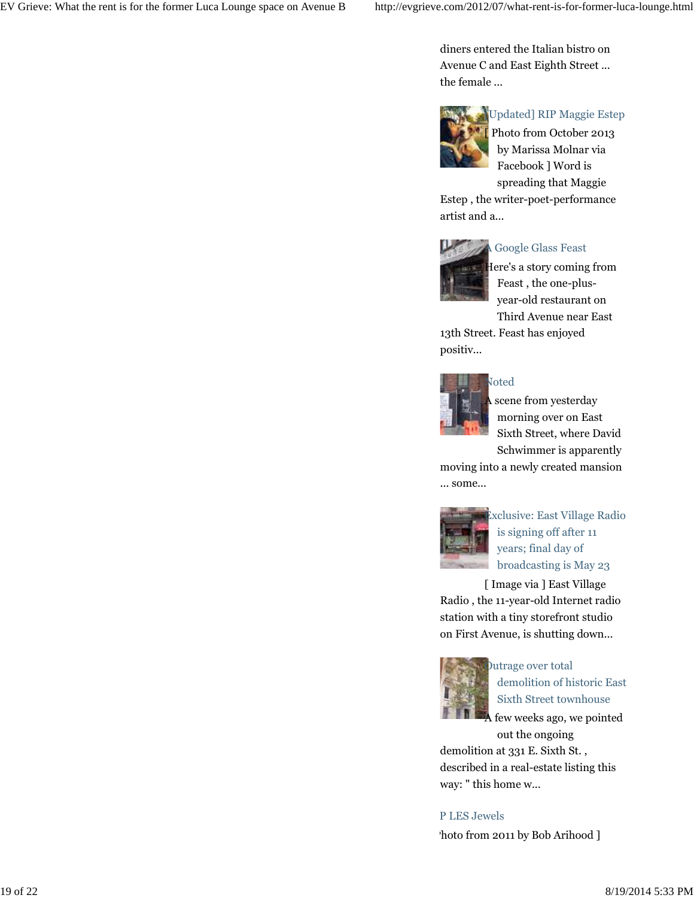diners entered the Italian bistro on Avenue C and East Eighth Street ... the female ...

[Updated] RIP Maggie Estep

[ Photo from October 2013 by Marissa Molnar via Facebook ] Word is spreading that Maggie Estep , the writer-poet-performance artist and a...

A Google Glass Feast

Here's a story coming from Feast , the one-plus-year-old restaurant on Third Avenue near East 13th Street. Feast has enjoyed positiv...

Noted

A scene from yesterday morning over on East Sixth Street, where David Schwimmer is apparently moving into a newly created mansion ... some...

Exclusive: East Village Radio is signing off after 11 years; final day of broadcasting is May 23

[ Image via ] East Village Radio , the 11-year-old Internet radio station with a tiny storefront studio on First Avenue, is shutting down...

Outrage over total demolition of historic East Sixth Street townhouse

A few weeks ago, we pointed out the ongoing demolition at 331 E. Sixth St. , described in a real-estate listing this way: " this home w...

P LES Jewels

'hoto from 2011 by Bob Arihood ]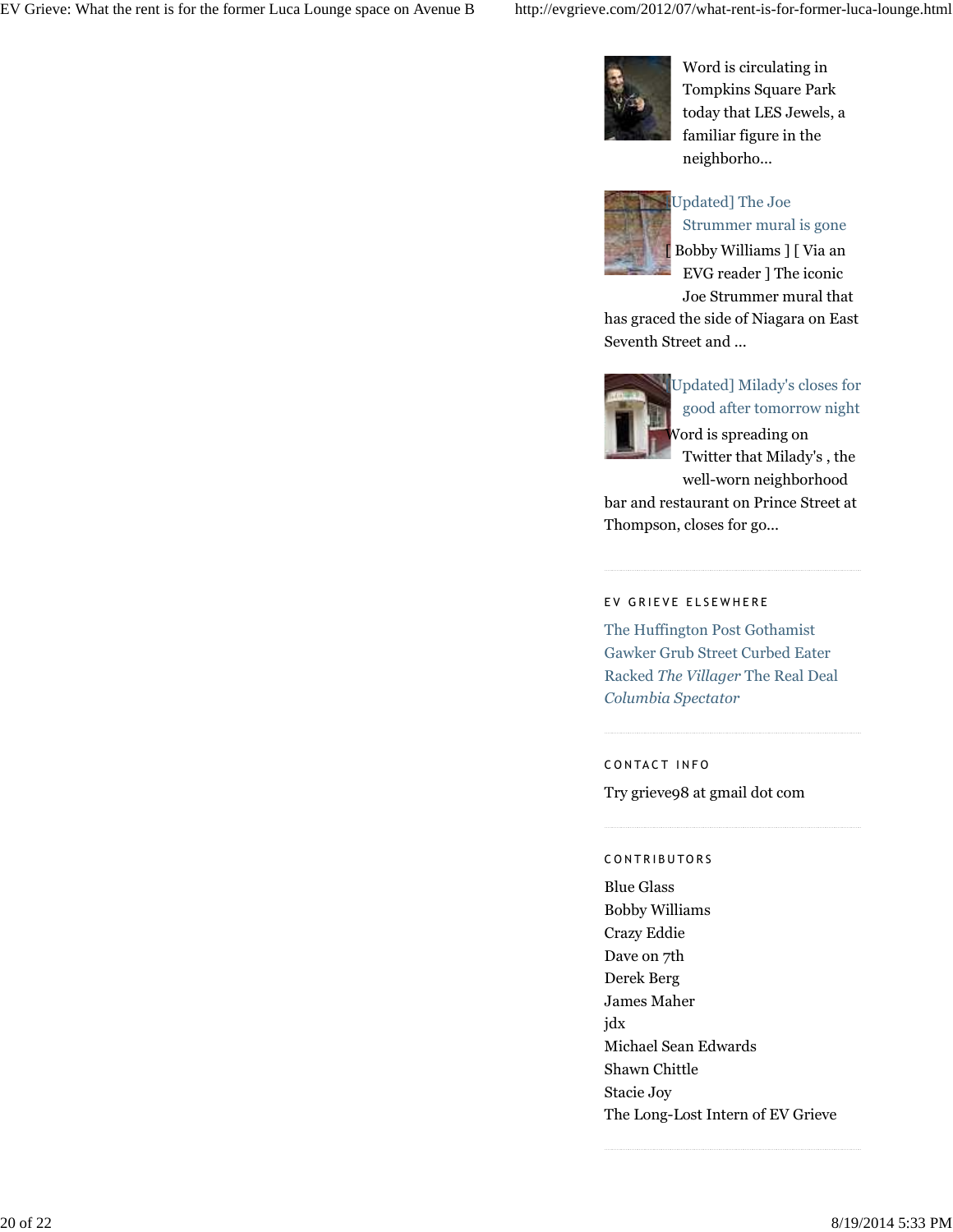Word is circulating in Tompkins Square Park today that LES Jewels, a familiar figure in the neighborho...

[Updated] The Joe Strummer mural is gone

[ Bobby Williams ] [ Via an EVG reader ] The iconic Joe Strummer mural that has graced the side of Niagara on East Seventh Street and ...

[Updated] Milady's closes for good after tomorrow night

Word is spreading on Twitter that Milady's , the well-worn neighborhood bar and restaurant on Prince Street at Thompson, closes for go...

---

### EV GRIEVE ELSEWHERE

The Huffington Post Gothamist Gawker Grub Street Curbed Eater Racked *The Villager* The Real Deal *Columbia Spectator*

---

### CONTACT INFO

Try grieve98 at gmail dot com

---

### CONTRIBUTORS

Blue Glass
Bobby Williams
Crazy Eddie
Dave on 7th
Derek Berg
James Maher
jdx
Michael Sean Edwards
Shawn Chittle
Stacie Joy
The Long-Lost Intern of EV Grieve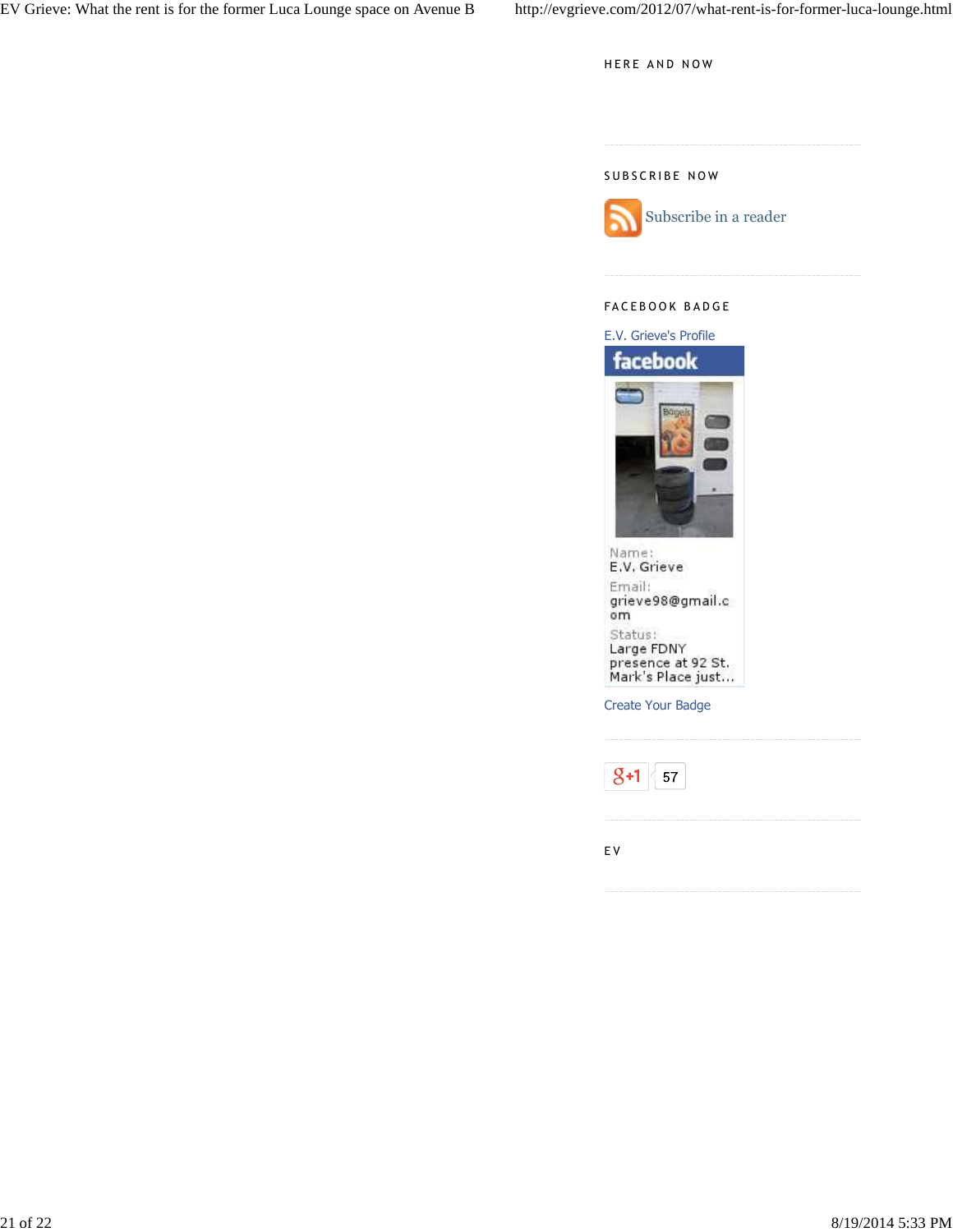## HERE AND NOW

## SUBSCRIBE NOW

Subscribe in a reader

## FACEBOOK BADGE

E.V. Grieve's Profile

facebook

Name:
E.V. Grieve

Email:
grieve98@gmail.com

Status:
Large FDNY presence at 92 St. Mark's Place just...

Create Your Badge

+1 57

## EV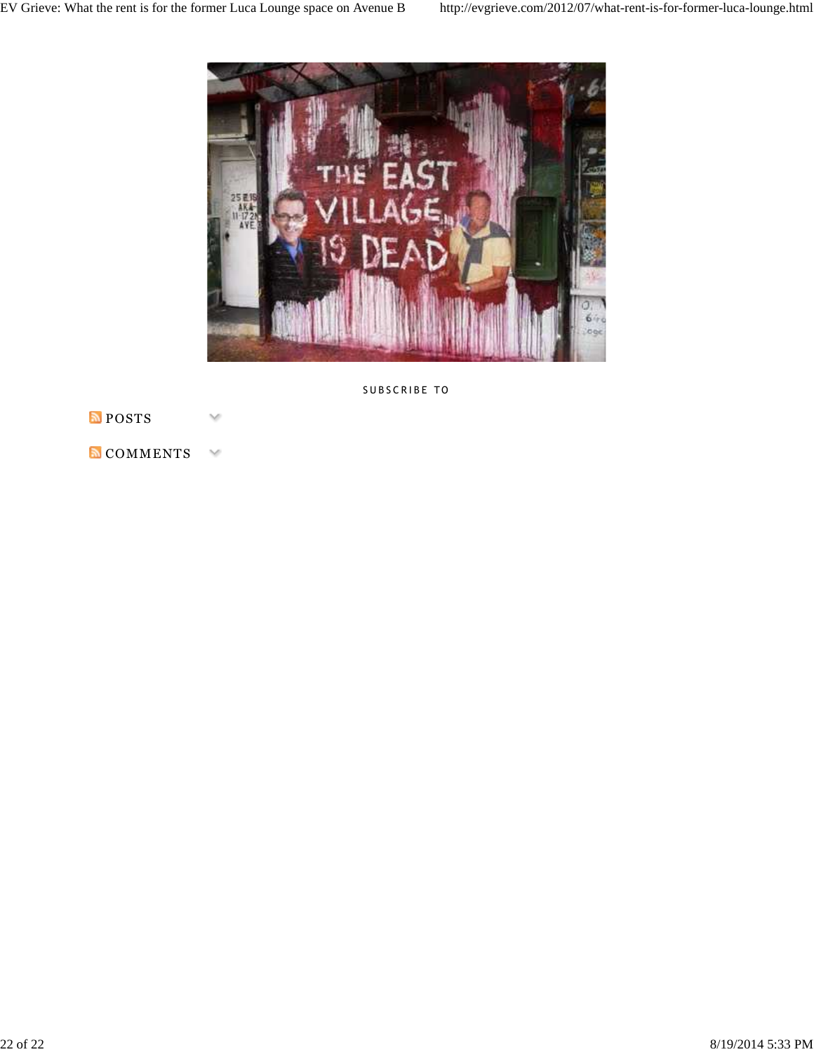SUBSCRIBE TO

POSTS

COMMENTS